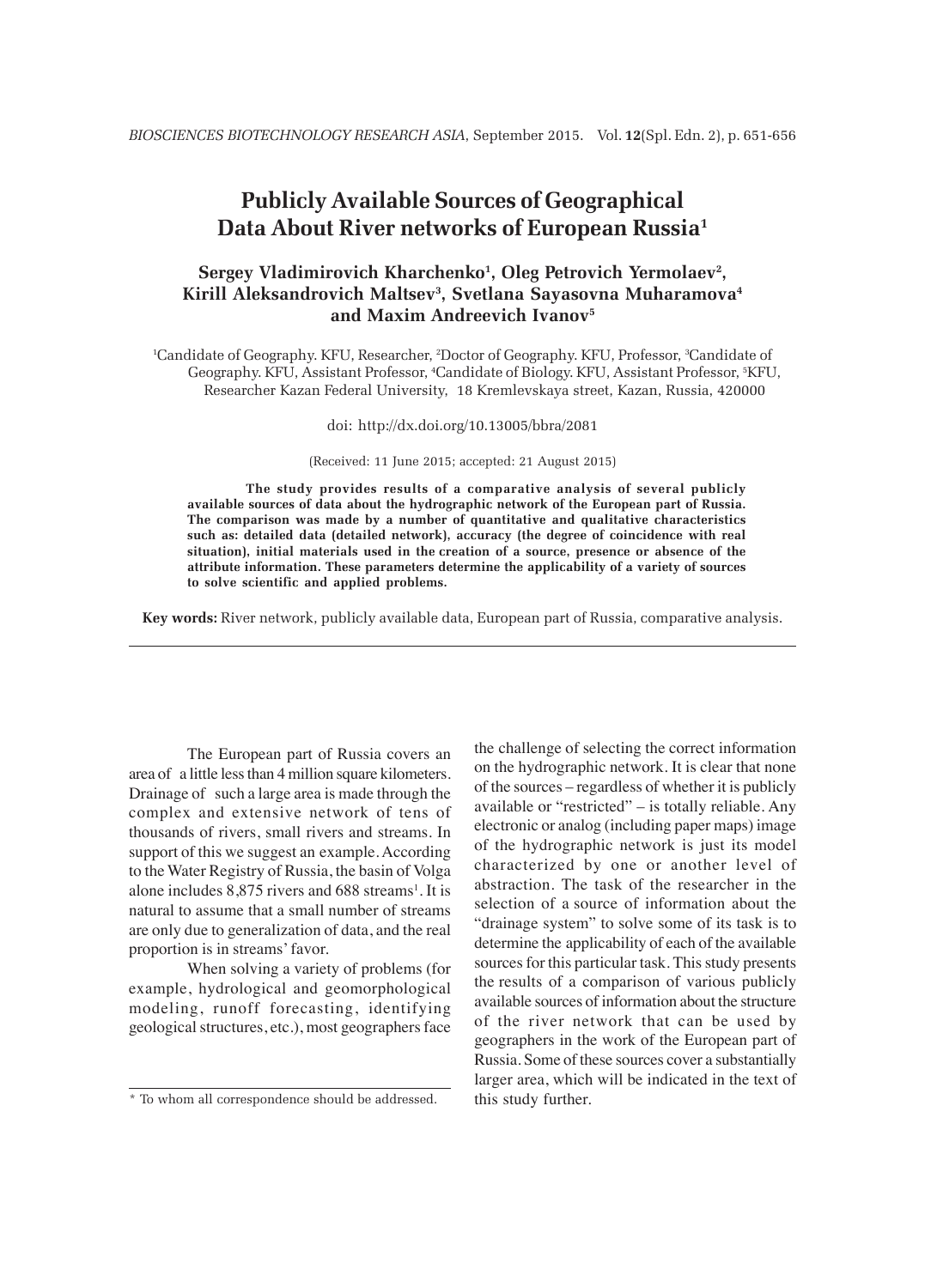# Publicly Available Sources of Geographical Data About River networks of European Russia[1]

**Sergey Vladimirovich Kharchenko[1], Oleg Petrovich Yermolaev[2], Kirill Aleksandrovich Maltsev[3], Svetlana Sayasovna Muharamova[4] and Maxim Andreevich Ivanov[5]**

[1]Candidate of Geography. KFU, Researcher, [2]Doctor of Geography. KFU, Professor, [3]Candidate of Geography. KFU, Assistant Professor, [4]Candidate of Biology. KFU, Assistant Professor, [5]KFU, Researcher Kazan Federal University, 18 Kremlevskaya street, Kazan, Russia, 420000

doi: http://dx.doi.org/10.13005/bbra/2081

(Received: 11 June 2015; accepted: 21 August 2015)

**The study provides results of a comparative analysis of several publicly available sources of data about the hydrographic network of the European part of Russia. The comparison was made by a number of quantitative and qualitative characteristics such as: detailed data (detailed network), accuracy (the degree of coincidence with real situation), initial materials used in the creation of a source, presence or absence of the attribute information. These parameters determine the applicability of a variety of sources to solve scientific and applied problems.**

**Key words:** River network, publicly available data, European part of Russia, comparative analysis.

---

The European part of Russia covers an area of a little less than 4 million square kilometers. Drainage of such a large area is made through the complex and extensive network of tens of thousands of rivers, small rivers and streams. In support of this we suggest an example. According to the Water Registry of Russia, the basin of Volga alone includes 8,875 rivers and 688 streams[1]. It is natural to assume that a small number of streams are only due to generalization of data, and the real proportion is in streams' favor.

When solving a variety of problems (for example, hydrological and geomorphological modeling, runoff forecasting, identifying geological structures, etc.), most geographers face the challenge of selecting the correct information on the hydrographic network. It is clear that none of the sources – regardless of whether it is publicly available or "restricted" – is totally reliable. Any electronic or analog (including paper maps) image of the hydrographic network is just its model characterized by one or another level of abstraction. The task of the researcher in the selection of a source of information about the "drainage system" to solve some of its task is to determine the applicability of each of the available sources for this particular task. This study presents the results of a comparison of various publicly available sources of information about the structure of the river network that can be used by geographers in the work of the European part of Russia. Some of these sources cover a substantially larger area, which will be indicated in the text of this study further.

\* To whom all correspondence should be addressed.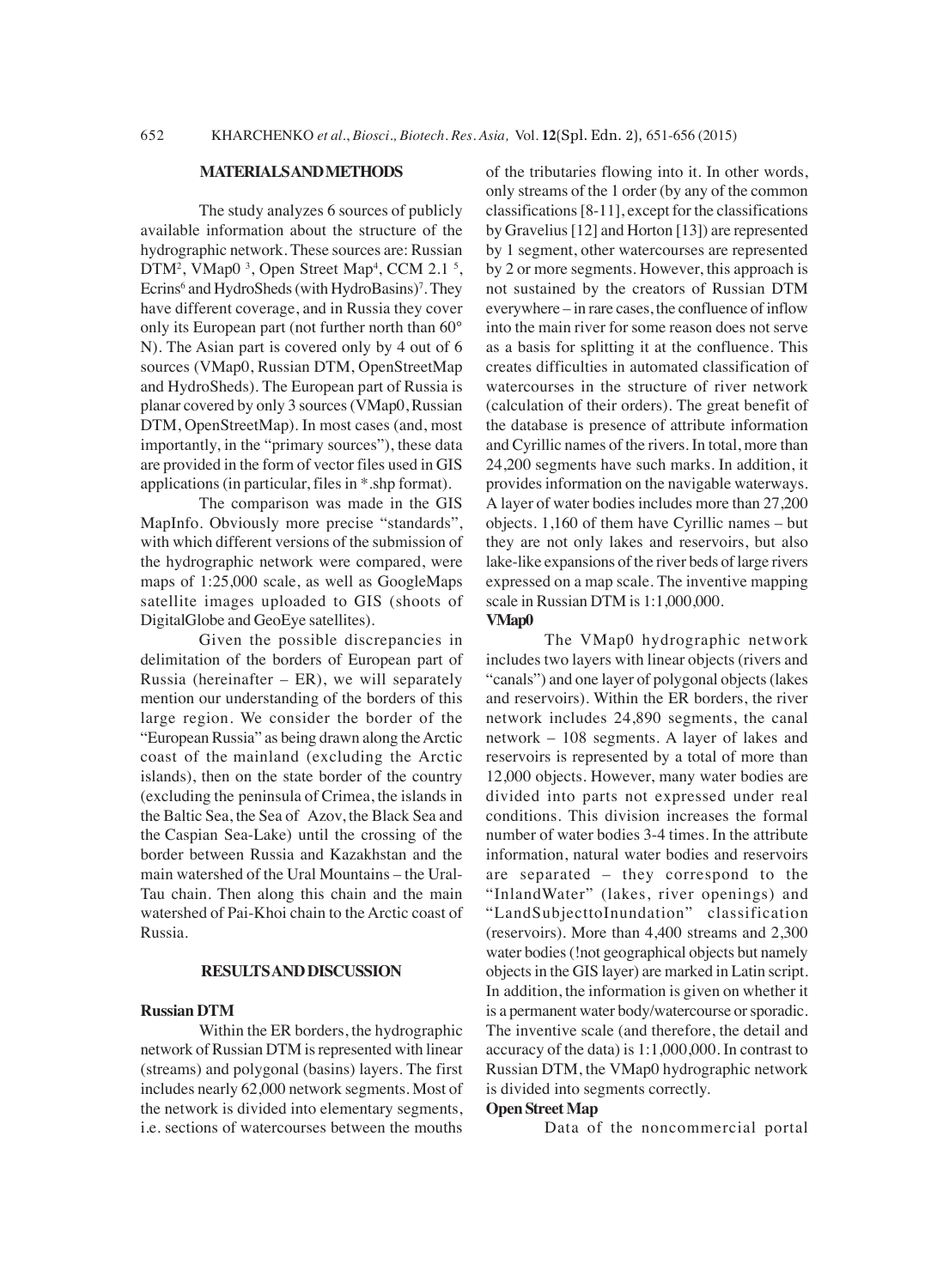## MATERIALS AND METHODS

The study analyzes 6 sources of publicly available information about the structure of the hydrographic network. These sources are: Russian DTM[2], VMap0 [3], Open Street Map[4], CCM 2.1 [5], Ecrins[6] and HydroSheds (with HydroBasins)[7]. They have different coverage, and in Russia they cover only its European part (not further north than 60° N). The Asian part is covered only by 4 out of 6 sources (VMap0, Russian DTM, OpenStreetMap and HydroSheds). The European part of Russia is planar covered by only 3 sources (VMap0, Russian DTM, OpenStreetMap). In most cases (and, most importantly, in the "primary sources"), these data are provided in the form of vector files used in GIS applications (in particular, files in *.shp format).

The comparison was made in the GIS MapInfo. Obviously more precise "standards", with which different versions of the submission of the hydrographic network were compared, were maps of 1:25,000 scale, as well as GoogleMaps satellite images uploaded to GIS (shoots of DigitalGlobe and GeoEye satellites).

Given the possible discrepancies in delimitation of the borders of European part of Russia (hereinafter – ER), we will separately mention our understanding of the borders of this large region. We consider the border of the "European Russia" as being drawn along the Arctic coast of the mainland (excluding the Arctic islands), then on the state border of the country (excluding the peninsula of Crimea, the islands in the Baltic Sea, the Sea of Azov, the Black Sea and the Caspian Sea-Lake) until the crossing of the border between Russia and Kazakhstan and the main watershed of the Ural Mountains – the Ural-Tau chain. Then along this chain and the main watershed of Pai-Khoi chain to the Arctic coast of Russia.

## RESULTS AND DISCUSSION

### Russian DTM

Within the ER borders, the hydrographic network of Russian DTM is represented with linear (streams) and polygonal (basins) layers. The first includes nearly 62,000 network segments. Most of the network is divided into elementary segments, i.e. sections of watercourses between the mouths of the tributaries flowing into it. In other words, only streams of the 1 order (by any of the common classifications [8-11], except for the classifications by Gravelius [12] and Horton [13]) are represented by 1 segment, other watercourses are represented by 2 or more segments. However, this approach is not sustained by the creators of Russian DTM everywhere – in rare cases, the confluence of inflow into the main river for some reason does not serve as a basis for splitting it at the confluence. This creates difficulties in automated classification of watercourses in the structure of river network (calculation of their orders). The great benefit of the database is presence of attribute information and Cyrillic names of the rivers. In total, more than 24,200 segments have such marks. In addition, it provides information on the navigable waterways. A layer of water bodies includes more than 27,200 objects. 1,160 of them have Cyrillic names – but they are not only lakes and reservoirs, but also lake-like expansions of the river beds of large rivers expressed on a map scale. The inventive mapping scale in Russian DTM is 1:1,000,000.

### VMap0

The VMap0 hydrographic network includes two layers with linear objects (rivers and "canals") and one layer of polygonal objects (lakes and reservoirs). Within the ER borders, the river network includes 24,890 segments, the canal network – 108 segments. A layer of lakes and reservoirs is represented by a total of more than 12,000 objects. However, many water bodies are divided into parts not expressed under real conditions. This division increases the formal number of water bodies 3-4 times. In the attribute information, natural water bodies and reservoirs are separated – they correspond to the "InlandWater" (lakes, river openings) and "LandSubjecttoInundation" classification (reservoirs). More than 4,400 streams and 2,300 water bodies (!not geographical objects but namely objects in the GIS layer) are marked in Latin script. In addition, the information is given on whether it is a permanent water body/watercourse or sporadic. The inventive scale (and therefore, the detail and accuracy of the data) is 1:1,000,000. In contrast to Russian DTM, the VMap0 hydrographic network is divided into segments correctly.

### Open Street Map

Data of the noncommercial portal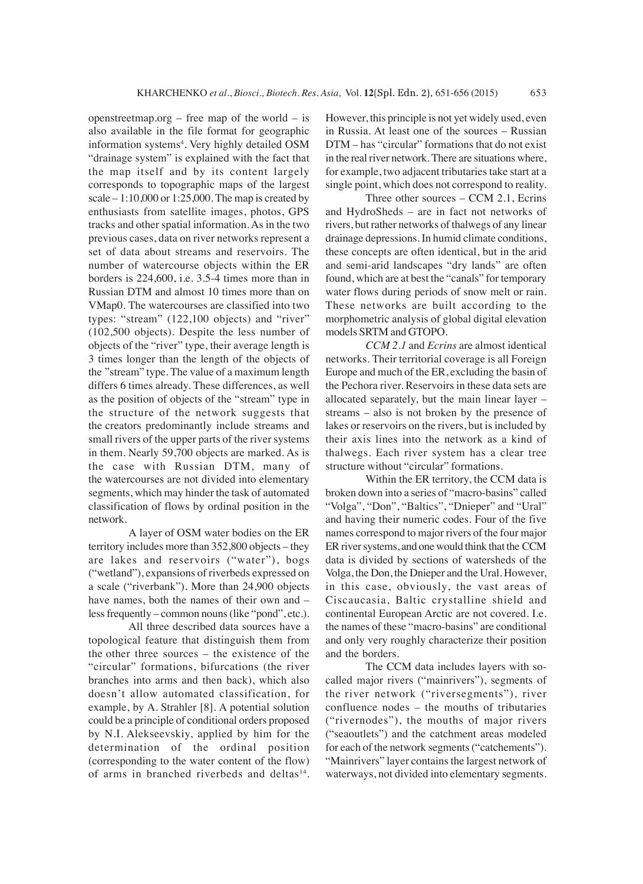openstreetmap.org – free map of the world – is also available in the file format for geographic information systems[4]. Very highly detailed OSM "drainage system" is explained with the fact that the map itself and by its content largely corresponds to topographic maps of the largest scale – 1:10,000 or 1:25,000. The map is created by enthusiasts from satellite images, photos, GPS tracks and other spatial information. As in the two previous cases, data on river networks represent a set of data about streams and reservoirs. The number of watercourse objects within the ER borders is 224,600, i.e. 3.5-4 times more than in Russian DTM and almost 10 times more than on VMap0. The watercourses are classified into two types: "stream" (122,100 objects) and "river" (102,500 objects). Despite the less number of objects of the "river" type, their average length is 3 times longer than the length of the objects of the "stream" type. The value of a maximum length differs 6 times already. These differences, as well as the position of objects of the "stream" type in the structure of the network suggests that the creators predominantly include streams and small rivers of the upper parts of the river systems in them. Nearly 59,700 objects are marked. As is the case with Russian DTM, many of the watercourses are not divided into elementary segments, which may hinder the task of automated classification of flows by ordinal position in the network.

A layer of OSM water bodies on the ER territory includes more than 352,800 objects – they are lakes and reservoirs ("water"), bogs ("wetland"), expansions of riverbeds expressed on a scale ("riverbank"). More than 24,900 objects have names, both the names of their own and – less frequently – common nouns (like "pond", etc.).

All three described data sources have a topological feature that distinguish them from the other three sources – the existence of the "circular" formations, bifurcations (the river branches into arms and then back), which also doesn't allow automated classification, for example, by A. Strahler [8]. A potential solution could be a principle of conditional orders proposed by N.I. Alekseevskiy, applied by him for the determination of the ordinal position (corresponding to the water content of the flow) of arms in branched riverbeds and deltas[14]. However, this principle is not yet widely used, even in Russia. At least one of the sources – Russian DTM – has "circular" formations that do not exist in the real river network. There are situations where, for example, two adjacent tributaries take start at a single point, which does not correspond to reality.

Three other sources – CCM 2.1, Ecrins and HydroSheds – are in fact not networks of rivers, but rather networks of thalwegs of any linear drainage depressions. In humid climate conditions, these concepts are often identical, but in the arid and semi-arid landscapes "dry lands" are often found, which are at best the "canals" for temporary water flows during periods of snow melt or rain. These networks are built according to the morphometric analysis of global digital elevation models SRTM and GTOPO.

*CCM 2.1* and *Ecrins* are almost identical networks. Their territorial coverage is all Foreign Europe and much of the ER, excluding the basin of the Pechora river. Reservoirs in these data sets are allocated separately, but the main linear layer – streams – also is not broken by the presence of lakes or reservoirs on the rivers, but is included by their axis lines into the network as a kind of thalwegs. Each river system has a clear tree structure without "circular" formations.

Within the ER territory, the CCM data is broken down into a series of "macro-basins" called "Volga", "Don", "Baltics", "Dnieper" and "Ural" and having their numeric codes. Four of the five names correspond to major rivers of the four major ER river systems, and one would think that the CCM data is divided by sections of watersheds of the Volga, the Don, the Dnieper and the Ural. However, in this case, obviously, the vast areas of Ciscaucasia, Baltic crystalline shield and continental European Arctic are not covered. I.e. the names of these "macro-basins" are conditional and only very roughly characterize their position and the borders.

The CCM data includes layers with so-called major rivers ("mainrivers"), segments of the river network ("riversegments"), river confluence nodes – the mouths of tributaries ("rivernodes"), the mouths of major rivers ("seaoutlets") and the catchment areas modeled for each of the network segments ("catchements"). "Mainrivers" layer contains the largest network of waterways, not divided into elementary segments.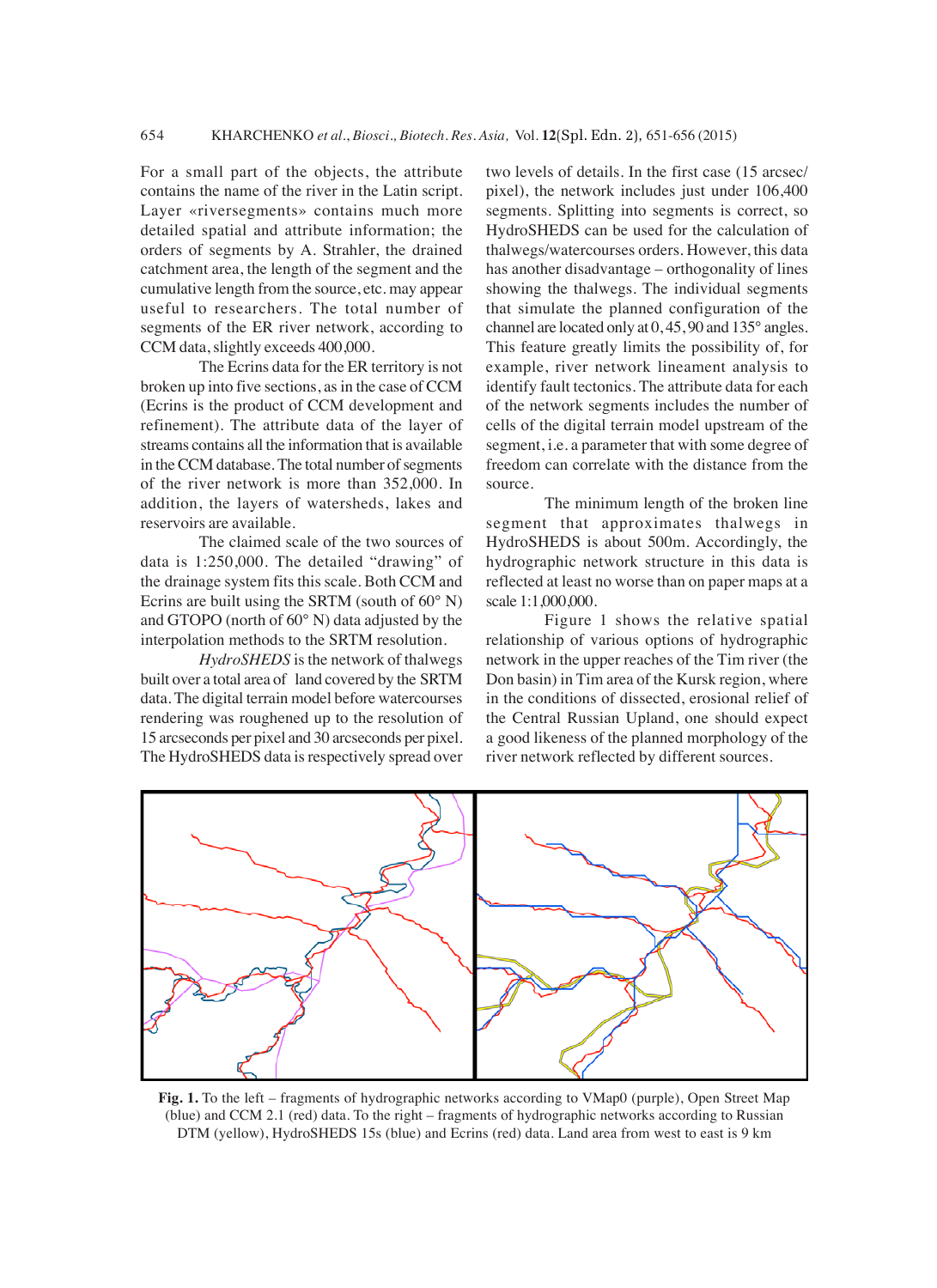For a small part of the objects, the attribute contains the name of the river in the Latin script. Layer «riversegments» contains much more detailed spatial and attribute information; the orders of segments by A. Strahler, the drained catchment area, the length of the segment and the cumulative length from the source, etc. may appear useful to researchers. The total number of segments of the ER river network, according to CCM data, slightly exceeds 400,000.

The Ecrins data for the ER territory is not broken up into five sections, as in the case of CCM (Ecrins is the product of CCM development and refinement). The attribute data of the layer of streams contains all the information that is available in the CCM database. The total number of segments of the river network is more than 352,000. In addition, the layers of watersheds, lakes and reservoirs are available.

The claimed scale of the two sources of data is 1:250,000. The detailed "drawing" of the drainage system fits this scale. Both CCM and Ecrins are built using the SRTM (south of 60° N) and GTOPO (north of 60° N) data adjusted by the interpolation methods to the SRTM resolution.

*HydroSHEDS* is the network of thalwegs built over a total area of land covered by the SRTM data. The digital terrain model before watercourses rendering was roughened up to the resolution of 15 arcseconds per pixel and 30 arcseconds per pixel. The HydroSHEDS data is respectively spread over two levels of details. In the first case (15 arcsec/pixel), the network includes just under 106,400 segments. Splitting into segments is correct, so HydroSHEDS can be used for the calculation of thalwegs/watercourses orders. However, this data has another disadvantage – orthogonality of lines showing the thalwegs. The individual segments that simulate the planned configuration of the channel are located only at 0, 45, 90 and 135° angles. This feature greatly limits the possibility of, for example, river network lineament analysis to identify fault tectonics. The attribute data for each of the network segments includes the number of cells of the digital terrain model upstream of the segment, i.e. a parameter that with some degree of freedom can correlate with the distance from the source.

The minimum length of the broken line segment that approximates thalwegs in HydroSHEDS is about 500m. Accordingly, the hydrographic network structure in this data is reflected at least no worse than on paper maps at a scale 1:1,000,000.

Figure 1 shows the relative spatial relationship of various options of hydrographic network in the upper reaches of the Tim river (the Don basin) in Tim area of the Kursk region, where in the conditions of dissected, erosional relief of the Central Russian Upland, one should expect a good likeness of the planned morphology of the river network reflected by different sources.

**Fig. 1.** To the left – fragments of hydrographic networks according to VMap0 (purple), Open Street Map (blue) and CCM 2.1 (red) data. To the right – fragments of hydrographic networks according to Russian DTM (yellow), HydroSHEDS 15s (blue) and Ecrins (red) data. Land area from west to east is 9 km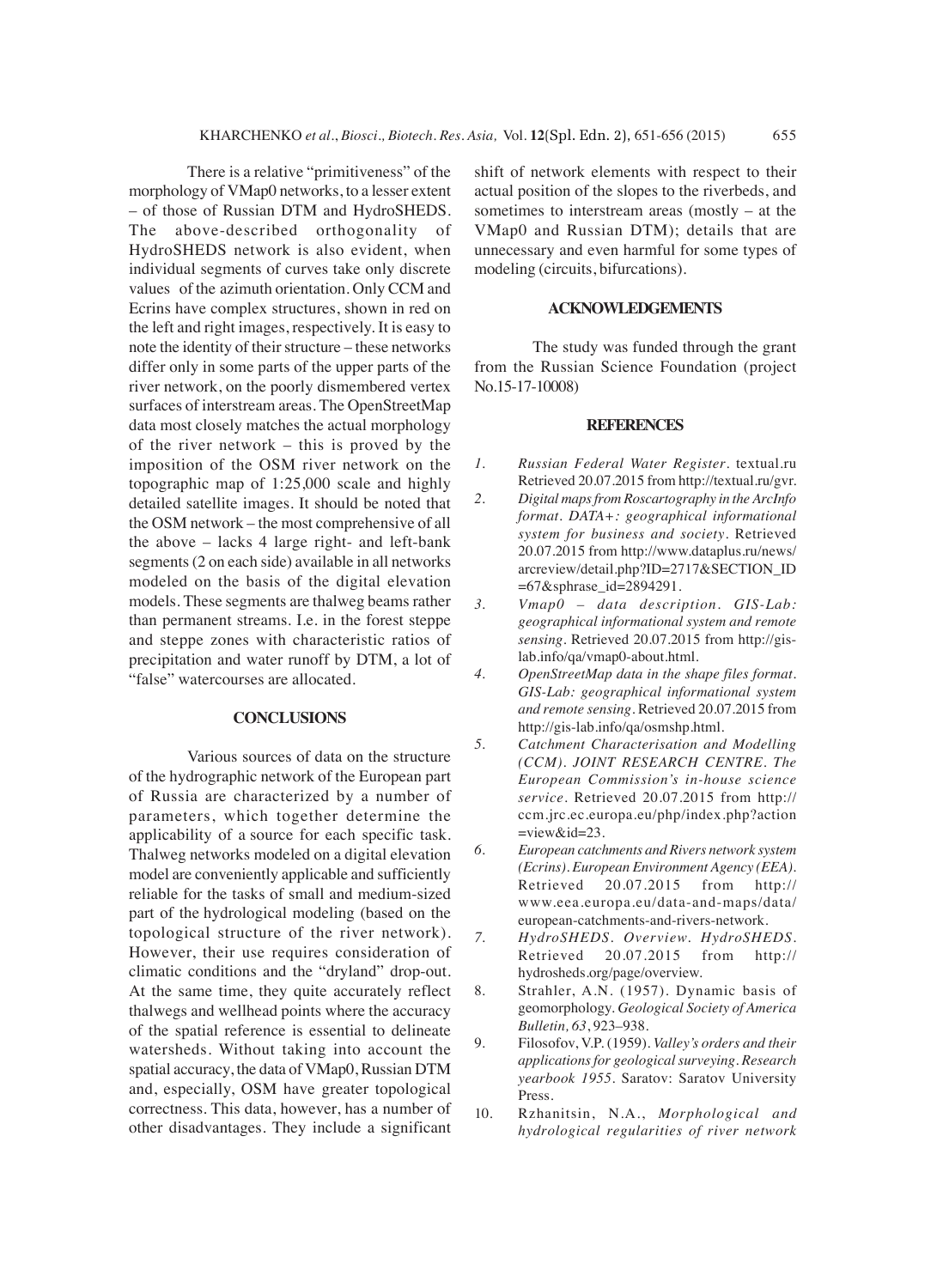There is a relative "primitiveness" of the morphology of VMap0 networks, to a lesser extent – of those of Russian DTM and HydroSHEDS. The above-described orthogonality of HydroSHEDS network is also evident, when individual segments of curves take only discrete values of the azimuth orientation. Only CCM and Ecrins have complex structures, shown in red on the left and right images, respectively. It is easy to note the identity of their structure – these networks differ only in some parts of the upper parts of the river network, on the poorly dismembered vertex surfaces of interstream areas. The OpenStreetMap data most closely matches the actual morphology of the river network – this is proved by the imposition of the OSM river network on the topographic map of 1:25,000 scale and highly detailed satellite images. It should be noted that the OSM network – the most comprehensive of all the above – lacks 4 large right- and left-bank segments (2 on each side) available in all networks modeled on the basis of the digital elevation models. These segments are thalweg beams rather than permanent streams. I.e. in the forest steppe and steppe zones with characteristic ratios of precipitation and water runoff by DTM, a lot of "false" watercourses are allocated.

## CONCLUSIONS

Various sources of data on the structure of the hydrographic network of the European part of Russia are characterized by a number of parameters, which together determine the applicability of a source for each specific task. Thalweg networks modeled on a digital elevation model are conveniently applicable and sufficiently reliable for the tasks of small and medium-sized part of the hydrological modeling (based on the topological structure of the river network). However, their use requires consideration of climatic conditions and the "dryland" drop-out. At the same time, they quite accurately reflect thalwegs and wellhead points where the accuracy of the spatial reference is essential to delineate watersheds. Without taking into account the spatial accuracy, the data of VMap0, Russian DTM and, especially, OSM have greater topological correctness. This data, however, has a number of other disadvantages. They include a significant shift of network elements with respect to their actual position of the slopes to the riverbeds, and sometimes to interstream areas (mostly – at the VMap0 and Russian DTM); details that are unnecessary and even harmful for some types of modeling (circuits, bifurcations).

## ACKNOWLEDGEMENTS

The study was funded through the grant from the Russian Science Foundation (project No.15-17-10008)

## REFERENCES

1. *Russian Federal Water Register*. textual.ru Retrieved 20.07.2015 from http://textual.ru/gvr.
2. *Digital maps from Roscartography in the ArcInfo format. DATA+: geographical informational system for business and society*. Retrieved 20.07.2015 from http://www.dataplus.ru/news/arcreview/detail.php?ID=2717&SECTION_ID=67&sphrase_id=2894291.
3. *Vmap0 – data description. GIS-Lab: geographical informational system and remote sensing*. Retrieved 20.07.2015 from http://gis-lab.info/qa/vmap0-about.html.
4. *OpenStreetMap data in the shape files format. GIS-Lab: geographical informational system and remote sensing*. Retrieved 20.07.2015 from http://gis-lab.info/qa/osmshp.html.
5. *Catchment Characterisation and Modelling (CCM). JOINT RESEARCH CENTRE. The European Commission's in-house science service*. Retrieved 20.07.2015 from http://ccm.jrc.ec.europa.eu/php/index.php?action=view&id=23.
6. *European catchments and Rivers network system (Ecrins). European Environment Agency (EEA)*. Retrieved 20.07.2015 from http://www.eea.europa.eu/data-and-maps/data/european-catchments-and-rivers-network.
7. *HydroSHEDS. Overview. HydroSHEDS*. Retrieved 20.07.2015 from http://hydrosheds.org/page/overview.
8. Strahler, A.N. (1957). Dynamic basis of geomorphology. *Geological Society of America Bulletin, 63*, 923–938.
9. Filosofov, V.P. (1959). *Valley's orders and their applications for geological surveying. Research yearbook 1955*. Saratov: Saratov University Press.
10. Rzhanitsin, N.A., *Morphological and hydrological regularities of river network*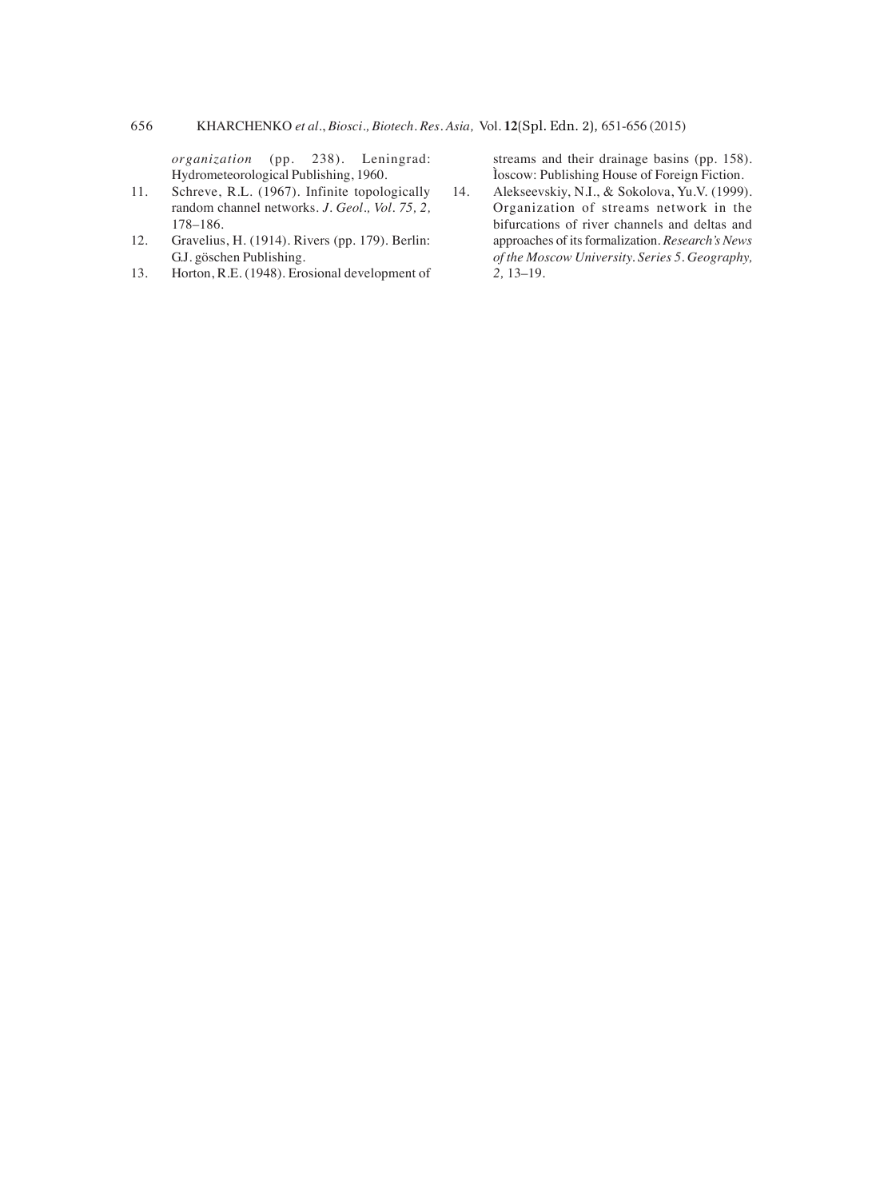*organization* (pp. 238). Leningrad: Hydrometeorological Publishing, 1960.

11. Schreve, R.L. (1967). Infinite topologically random channel networks. *J. Geol., Vol. 75, 2,* 178–186.
12. Gravelius, H. (1914). Rivers (pp. 179). Berlin: G.J. göschen Publishing.
13. Horton, R.E. (1948). Erosional development of streams and their drainage basins (pp. 158). Ìoscow: Publishing House of Foreign Fiction.
14. Alekseevskiy, N.I., & Sokolova, Yu.V. (1999). Organization of streams network in the bifurcations of river channels and deltas and approaches of its formalization. *Research's News of the Moscow University. Series 5. Geography, 2,* 13–19.